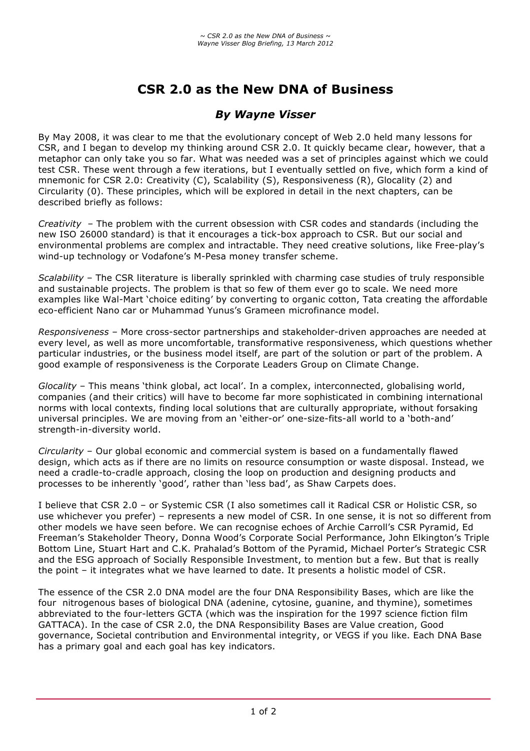# CSR 2.0 as the New DNA of Business

## *By Wayne Visser*

By May 2008, it was clear to me that the evolutionary concept of Web 2.0 held many lessons for CSR, and I began to develop my thinking around CSR 2.0. It quickly became clear, however, that a metaphor can only take you so far. What was needed was a set of principles against which we could test CSR. These went through a few iterations, but I eventually settled on five, which form a kind of mnemonic for CSR 2.0: Creativity (C), Scalability (S), Responsiveness (R), Glocality (2) and Circularity (0). These principles, which will be explored in detail in the next chapters, can be described briefly as follows:

*Creativity* – The problem with the current obsession with CSR codes and standards (including the new ISO 26000 standard) is that it encourages a tick-box approach to CSR. But our social and environmental problems are complex and intractable. They need creative solutions, like Free-play's wind-up technology or Vodafone's M-Pesa money transfer scheme.

*Scalability* – The CSR literature is liberally sprinkled with charming case studies of truly responsible and sustainable projects. The problem is that so few of them ever go to scale. We need more examples like Wal-Mart 'choice editing' by converting to organic cotton, Tata creating the affordable eco-efficient Nano car or Muhammad Yunus's Grameen microfinance model.

*Responsiveness* – More cross-sector partnerships and stakeholder-driven approaches are needed at every level, as well as more uncomfortable, transformative responsiveness, which questions whether particular industries, or the business model itself, are part of the solution or part of the problem. A good example of responsiveness is the Corporate Leaders Group on Climate Change.

*Glocality* – This means 'think global, act local'. In a complex, interconnected, globalising world, companies (and their critics) will have to become far more sophisticated in combining international norms with local contexts, finding local solutions that are culturally appropriate, without forsaking universal principles. We are moving from an 'either-or' one-size-fits-all world to a 'both-and' strength-in-diversity world.

*Circularity* – Our global economic and commercial system is based on a fundamentally flawed design, which acts as if there are no limits on resource consumption or waste disposal. Instead, we need a cradle-to-cradle approach, closing the loop on production and designing products and processes to be inherently 'good', rather than 'less bad', as Shaw Carpets does.

I believe that CSR 2.0 – or Systemic CSR (I also sometimes call it Radical CSR or Holistic CSR, so use whichever you prefer) – represents a new model of CSR. In one sense, it is not so different from other models we have seen before. We can recognise echoes of Archie Carroll's CSR Pyramid, Ed Freeman's Stakeholder Theory, Donna Wood's Corporate Social Performance, John Elkington's Triple Bottom Line, Stuart Hart and C.K. Prahalad's Bottom of the Pyramid, Michael Porter's Strategic CSR and the ESG approach of Socially Responsible Investment, to mention but a few. But that is really the point – it integrates what we have learned to date. It presents a holistic model of CSR.

The essence of the CSR 2.0 DNA model are the four DNA Responsibility Bases, which are like the four nitrogenous bases of biological DNA (adenine, cytosine, guanine, and thymine), sometimes abbreviated to the four-letters GCTA (which was the inspiration for the 1997 science fiction film GATTACA). In the case of CSR 2.0, the DNA Responsibility Bases are Value creation, Good governance, Societal contribution and Environmental integrity, or VEGS if you like. Each DNA Base has a primary goal and each goal has key indicators.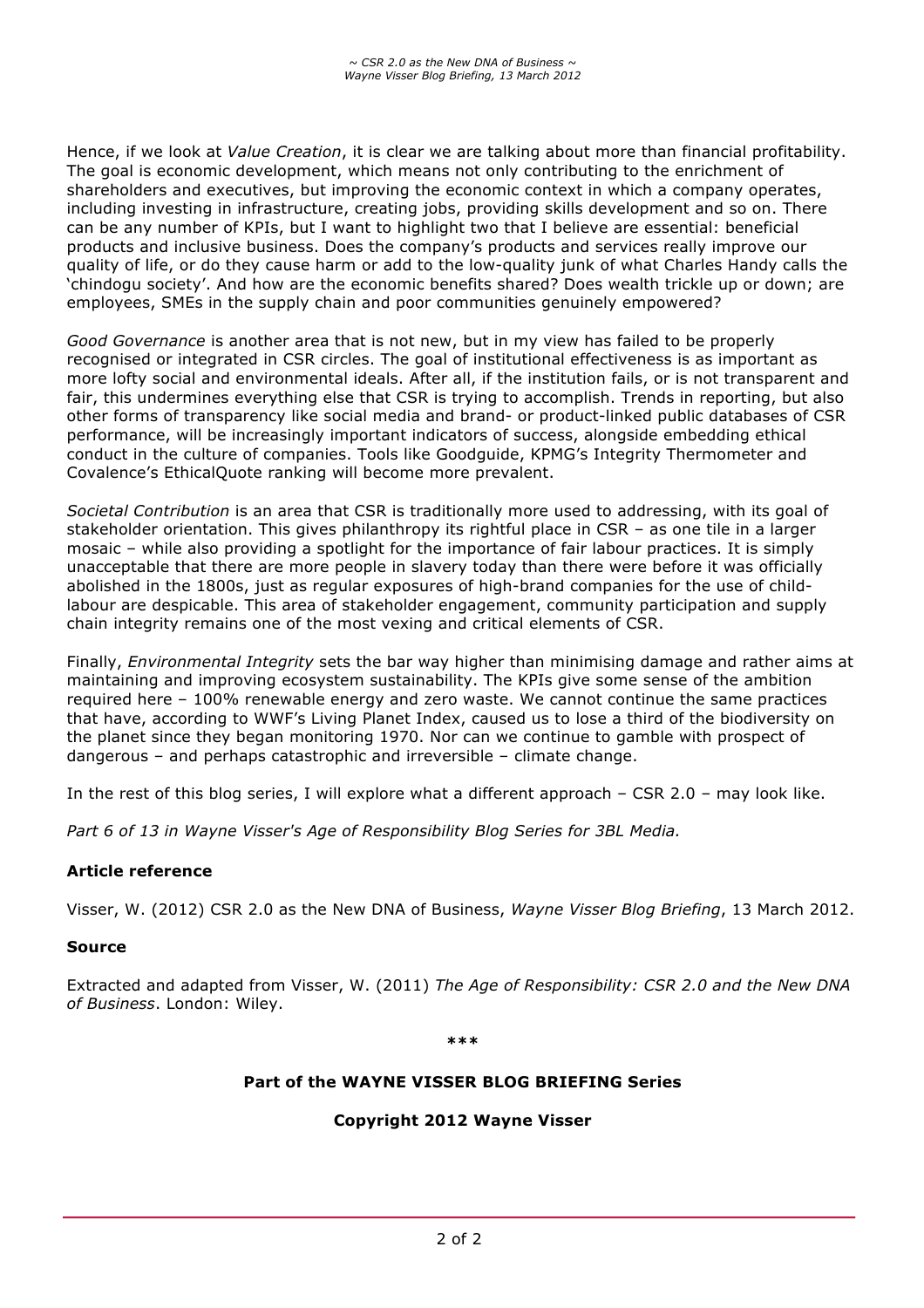Hence, if we look at *Value Creation*, it is clear we are talking about more than financial profitability. The goal is economic development, which means not only contributing to the enrichment of shareholders and executives, but improving the economic context in which a company operates, including investing in infrastructure, creating jobs, providing skills development and so on. There can be any number of KPIs, but I want to highlight two that I believe are essential: beneficial products and inclusive business. Does the company's products and services really improve our quality of life, or do they cause harm or add to the low-quality junk of what Charles Handy calls the 'chindogu society'. And how are the economic benefits shared? Does wealth trickle up or down; are employees, SMEs in the supply chain and poor communities genuinely empowered?

*Good Governance* is another area that is not new, but in my view has failed to be properly recognised or integrated in CSR circles. The goal of institutional effectiveness is as important as more lofty social and environmental ideals. After all, if the institution fails, or is not transparent and fair, this undermines everything else that CSR is trying to accomplish. Trends in reporting, but also other forms of transparency like social media and brand- or product-linked public databases of CSR performance, will be increasingly important indicators of success, alongside embedding ethical conduct in the culture of companies. Tools like Goodguide, KPMG's Integrity Thermometer and Covalence's EthicalQuote ranking will become more prevalent.

*Societal Contribution* is an area that CSR is traditionally more used to addressing, with its goal of stakeholder orientation. This gives philanthropy its rightful place in CSR – as one tile in a larger mosaic – while also providing a spotlight for the importance of fair labour practices. It is simply unacceptable that there are more people in slavery today than there were before it was officially abolished in the 1800s, just as regular exposures of high-brand companies for the use of child-labour are despicable. This area of stakeholder engagement, community participation and supply chain integrity remains one of the most vexing and critical elements of CSR.

Finally, *Environmental Integrity* sets the bar way higher than minimising damage and rather aims at maintaining and improving ecosystem sustainability. The KPIs give some sense of the ambition required here – 100% renewable energy and zero waste. We cannot continue the same practices that have, according to WWF's Living Planet Index, caused us to lose a third of the biodiversity on the planet since they began monitoring 1970. Nor can we continue to gamble with prospect of dangerous – and perhaps catastrophic and irreversible – climate change.

In the rest of this blog series, I will explore what a different approach – CSR 2.0 – may look like.

*Part 6 of 13 in Wayne Visser's Age of Responsibility Blog Series for 3BL Media.*

**Article reference**

Visser, W. (2012) CSR 2.0 as the New DNA of Business, *Wayne Visser Blog Briefing*, 13 March 2012.

**Source**

Extracted and adapted from Visser, W. (2011) *The Age of Responsibility: CSR 2.0 and the New DNA of Business*. London: Wiley.

**\*\*\***

**Part of the WAYNE VISSER BLOG BRIEFING Series**

**Copyright 2012 Wayne Visser**